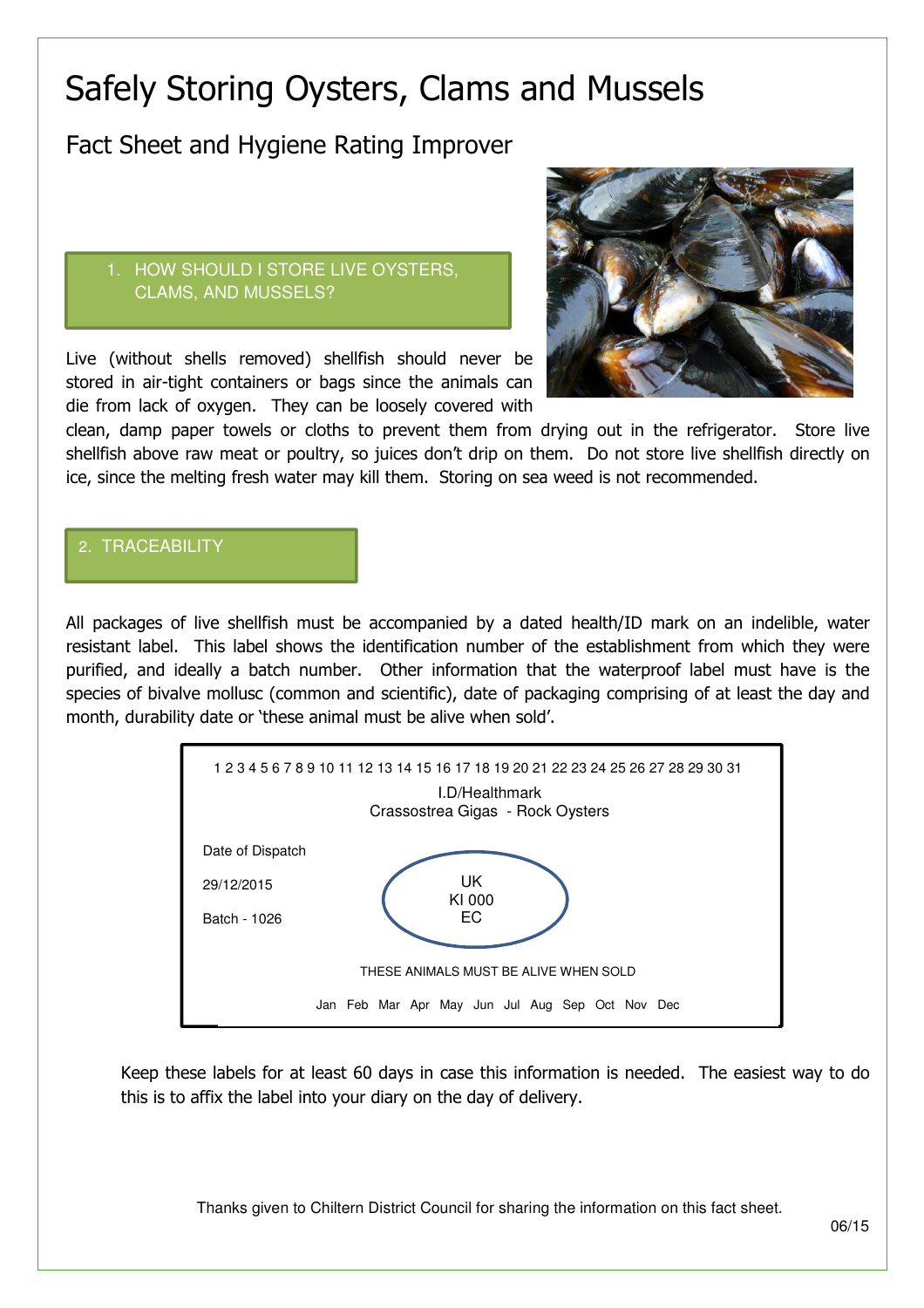# Safely Storing Oysters, Clams and Mussels

## Fact Sheet and Hygiene Rating Improver

### 1. HOW SHOULD I STORE LIVE OYSTERS, CLAMS, AND MUSSELS?

Live (without shells removed) shellfish should never be stored in air-tight containers or bags since the animals can die from lack of oxygen. They can be loosely covered with clean, damp paper towels or cloths to prevent them from drying out in the refrigerator. Store live shellfish above raw meat or poultry, so juices don't drip on them. Do not store live shellfish directly on ice, since the melting fresh water may kill them. Storing on sea weed is not recommended.

### 2. TRACEABILITY

All packages of live shellfish must be accompanied by a dated health/ID mark on an indelible, water resistant label. This label shows the identification number of the establishment from which they were purified, and ideally a batch number. Other information that the waterproof label must have is the species of bivalve mollusc (common and scientific), date of packaging comprising of at least the day and month, durability date or 'these animal must be alive when sold'.

1 2 3 4 5 6 7 8 9 10 11 12 13 14 15 16 17 18 19 20 21 22 23 24 25 26 27 28 29 30 31

I.D/Healthmark
Crassostrea Gigas - Rock Oysters

Date of Dispatch

29/12/2015

Batch - 1026

UK
KI 000
EC

THESE ANIMALS MUST BE ALIVE WHEN SOLD

Jan Feb Mar Apr May Jun Jul Aug Sep Oct Nov Dec

Keep these labels for at least 60 days in case this information is needed. The easiest way to do this is to affix the label into your diary on the day of delivery.

Thanks given to Chiltern District Council for sharing the information on this fact sheet.

06/15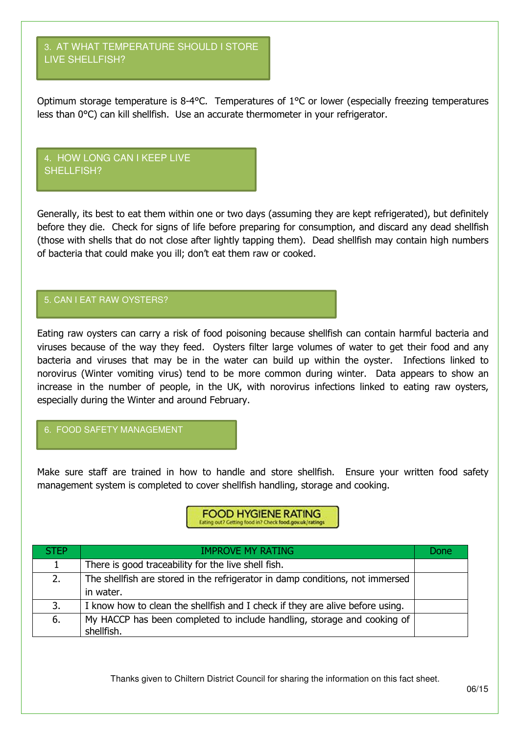## 3. AT WHAT TEMPERATURE SHOULD I STORE LIVE SHELLFISH?

Optimum storage temperature is 8-4°C. Temperatures of 1°C or lower (especially freezing temperatures less than 0°C) can kill shellfish. Use an accurate thermometer in your refrigerator.

## 4. HOW LONG CAN I KEEP LIVE SHELLFISH?

Generally, its best to eat them within one or two days (assuming they are kept refrigerated), but definitely before they die. Check for signs of life before preparing for consumption, and discard any dead shellfish (those with shells that do not close after lightly tapping them). Dead shellfish may contain high numbers of bacteria that could make you ill; don't eat them raw or cooked.

## 5. CAN I EAT RAW OYSTERS?

Eating raw oysters can carry a risk of food poisoning because shellfish can contain harmful bacteria and viruses because of the way they feed. Oysters filter large volumes of water to get their food and any bacteria and viruses that may be in the water can build up within the oyster. Infections linked to norovirus (Winter vomiting virus) tend to be more common during winter. Data appears to show an increase in the number of people, in the UK, with norovirus infections linked to eating raw oysters, especially during the Winter and around February.

## 6. FOOD SAFETY MANAGEMENT

Make sure staff are trained in how to handle and store shellfish. Ensure your written food safety management system is completed to cover shellfish handling, storage and cooking.

**FOOD HYGIENE RATING**
Eating out? Getting food in? Check food.gov.uk/ratings

| STEP | IMPROVE MY RATING | Done |
|---|---|---|
| 1 | There is good traceability for the live shell fish. | |
| 2. | The shellfish are stored in the refrigerator in damp conditions, not immersed in water. | |
| 3. | I know how to clean the shellfish and I check if they are alive before using. | |
| 6. | My HACCP has been completed to include handling, storage and cooking of shellfish. | |

Thanks given to Chiltern District Council for sharing the information on this fact sheet.

06/15